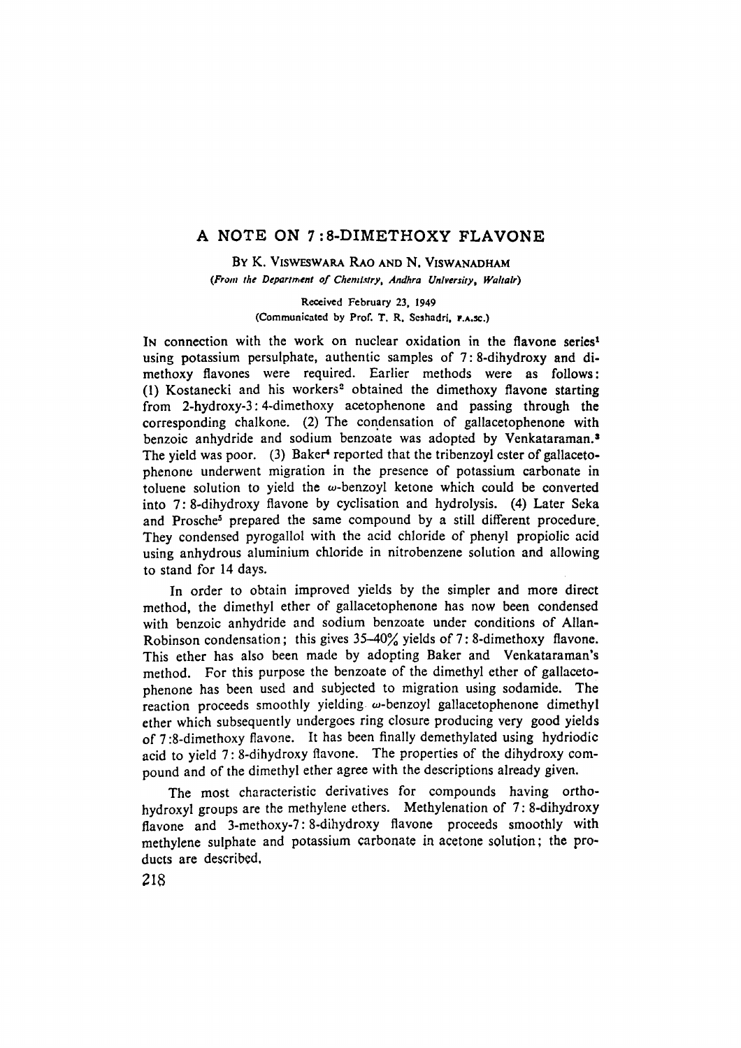# A NOTE ON 7:8-DIMETHOXY FLAVONE

BY K. VISWESWARA RAO AND N. VISWANADHAM

*(From the Department of Chemistry, Andhra University, Waltair)*

Received February 23, 1949

(Communicated by Prof. T. R. Seshadri, F.A.Sc.)

IN connection with the work on nuclear oxidation in the flavone series[1] using potassium persulphate, authentic samples of 7:8-dihydroxy and dimethoxy flavones were required. Earlier methods were as follows: (1) Kostanecki and his workers[2] obtained the dimethoxy flavone starting from 2-hydroxy-3:4-dimethoxy acetophenone and passing through the corresponding chalkone. (2) The condensation of gallacetophenone with benzoic anhydride and sodium benzoate was adopted by Venkataraman.[3] The yield was poor. (3) Baker[4] reported that the tribenzoyl ester of gallacetophenone underwent migration in the presence of potassium carbonate in toluene solution to yield the ω-benzoyl ketone which could be converted into 7:8-dihydroxy flavone by cyclisation and hydrolysis. (4) Later Seka and Prosche[5] prepared the same compound by a still different procedure. They condensed pyrogallol with the acid chloride of phenyl propiolic acid using anhydrous aluminium chloride in nitrobenzene solution and allowing to stand for 14 days.

In order to obtain improved yields by the simpler and more direct method, the dimethyl ether of gallacetophenone has now been condensed with benzoic anhydride and sodium benzoate under conditions of Allan-Robinson condensation; this gives 35–40% yields of 7:8-dimethoxy flavone. This ether has also been made by adopting Baker and Venkataraman's method. For this purpose the benzoate of the dimethyl ether of gallacetophenone has been used and subjected to migration using sodamide. The reaction proceeds smoothly yielding ω-benzoyl gallacetophenone dimethyl ether which subsequently undergoes ring closure producing very good yields of 7:8-dimethoxy flavone. It has been finally demethylated using hydriodic acid to yield 7:8-dihydroxy flavone. The properties of the dihydroxy compound and of the dimethyl ether agree with the descriptions already given.

The most characteristic derivatives for compounds having ortho-hydroxyl groups are the methylene ethers. Methylenation of 7:8-dihydroxy flavone and 3-methoxy-7:8-dihydroxy flavone proceeds smoothly with methylene sulphate and potassium carbonate in acetone solution; the products are described.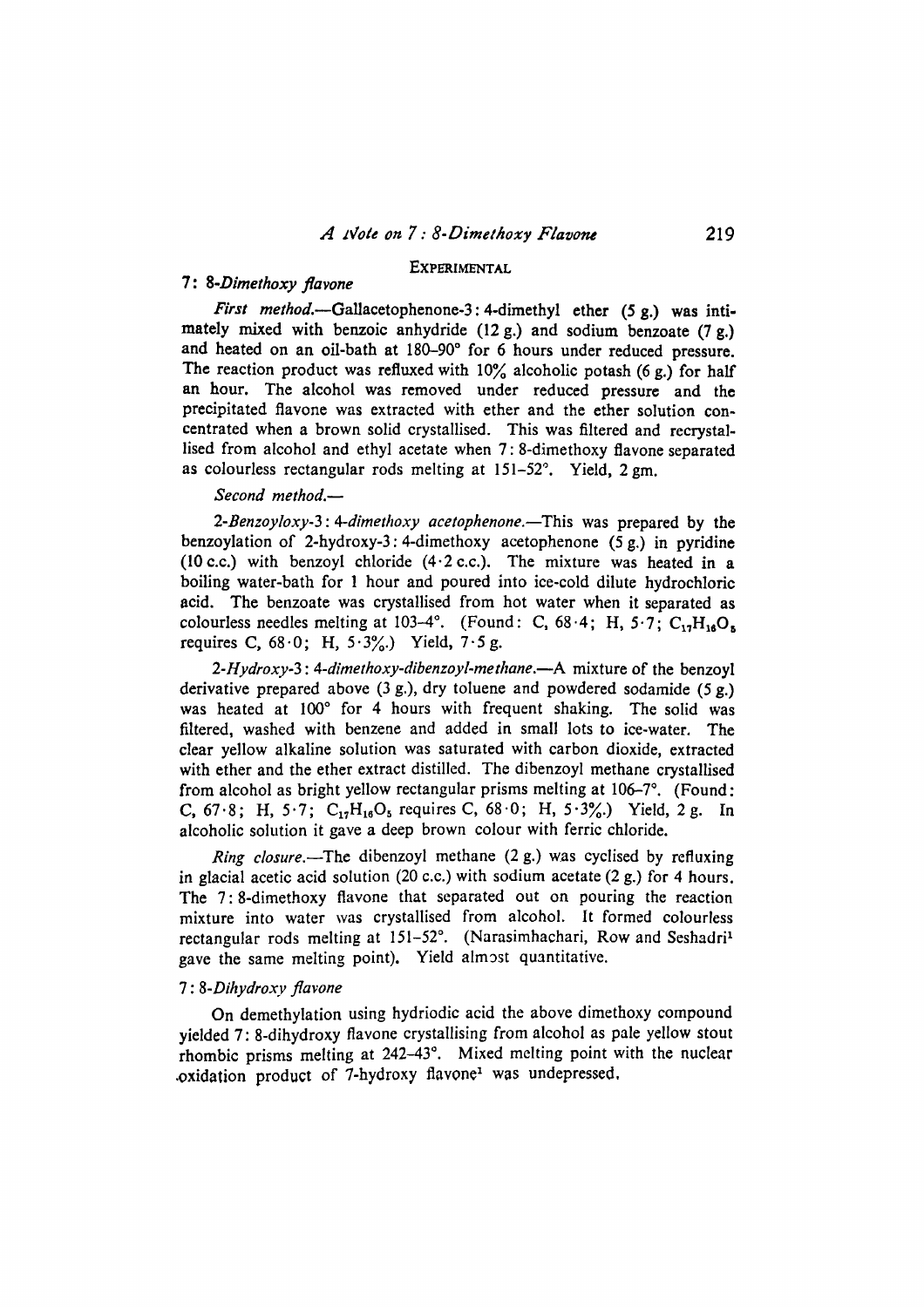## EXPERIMENTAL

### 7 : 8-*Dimethoxy flavone*

*First method*.—Gallacetophenone-3 : 4-dimethyl ether (5 g.) was intimately mixed with benzoic anhydride (12 g.) and sodium benzoate (7 g.) and heated on an oil-bath at 180–90° for 6 hours under reduced pressure. The reaction product was refluxed with 10% alcoholic potash (6 g.) for half an hour. The alcohol was removed under reduced pressure and the precipitated flavone was extracted with ether and the ether solution concentrated when a brown solid crystallised. This was filtered and recrystallised from alcohol and ethyl acetate when 7 : 8-dimethoxy flavone separated as colourless rectangular rods melting at 151–52°. Yield, 2 gm.

*Second method*.—

2-*Benzoyloxy*-3 : 4-*dimethoxy acetophenone*.—This was prepared by the benzoylation of 2-hydroxy-3 : 4-dimethoxy acetophenone (5 g.) in pyridine (10 c.c.) with benzoyl chloride (4·2 c.c.). The mixture was heated in a boiling water-bath for 1 hour and poured into ice-cold dilute hydrochloric acid. The benzoate was crystallised from hot water when it separated as colourless needles melting at 103–4°. (Found: C, 68·4; H, 5·7; $C_{17}H_{16}O_5$ requires C, 68·0; H, 5·3%.) Yield, 7·5 g.

2-*Hydroxy*-3 : 4-*dimethoxy-dibenzoyl-methane*.—A mixture of the benzoyl derivative prepared above (3 g.), dry toluene and powdered sodamide (5 g.) was heated at 100° for 4 hours with frequent shaking. The solid was filtered, washed with benzene and added in small lots to ice-water. The clear yellow alkaline solution was saturated with carbon dioxide, extracted with ether and the ether extract distilled. The dibenzoyl methane crystallised from alcohol as bright yellow rectangular prisms melting at 106–7°. (Found: C, 67·8; H, 5·7; $C_{17}H_{16}O_5$ requires C, 68·0; H, 5·3%.) Yield, 2 g. In alcoholic solution it gave a deep brown colour with ferric chloride.

*Ring closure*.—The dibenzoyl methane (2 g.) was cyclised by refluxing in glacial acetic acid solution (20 c.c.) with sodium acetate (2 g.) for 4 hours. The 7 : 8-dimethoxy flavone that separated out on pouring the reaction mixture into water was crystallised from alcohol. It formed colourless rectangular rods melting at 151–52°. (Narasimhachari, Row and Seshadri[1] gave the same melting point). Yield almost quantitative.

### 7 : 8-*Dihydroxy flavone*

On demethylation using hydriodic acid the above dimethoxy compound yielded 7 : 8-dihydroxy flavone crystallising from alcohol as pale yellow stout rhombic prisms melting at 242–43°. Mixed melting point with the nuclear oxidation product of 7-hydroxy flavone[1] was undepressed.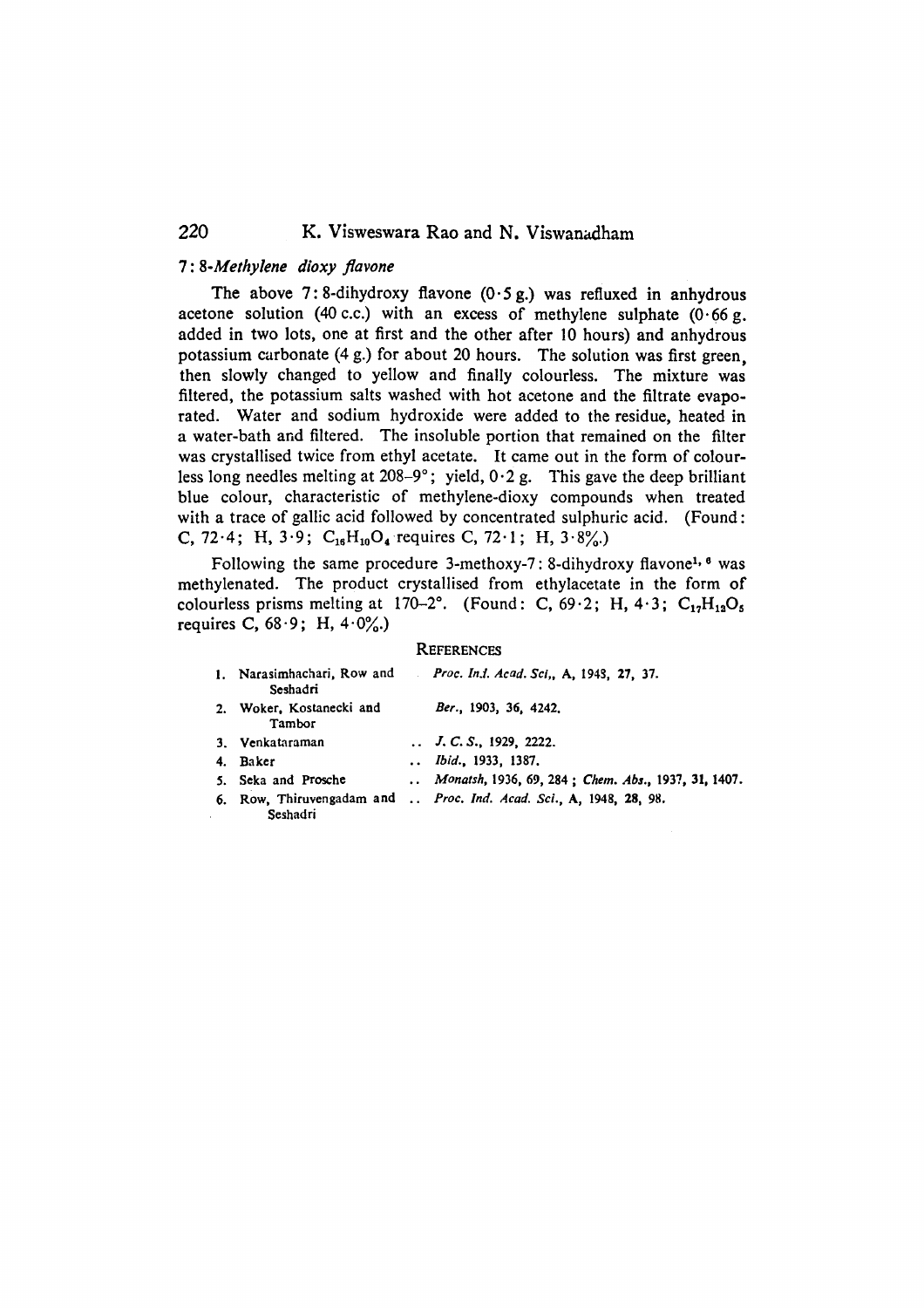### *7 : 8-Methylene dioxy flavone*

The above 7 : 8-dihydroxy flavone (0·5 g.) was refluxed in anhydrous acetone solution (40 c.c.) with an excess of methylene sulphate (0·66 g. added in two lots, one at first and the other after 10 hours) and anhydrous potassium carbonate (4 g.) for about 20 hours. The solution was first green, then slowly changed to yellow and finally colourless. The mixture was filtered, the potassium salts washed with hot acetone and the filtrate evaporated. Water and sodium hydroxide were added to the residue, heated in a water-bath and filtered. The insoluble portion that remained on the filter was crystallised twice from ethyl acetate. It came out in the form of colourless long needles melting at 208–9°; yield, 0·2 g. This gave the deep brilliant blue colour, characteristic of methylene-dioxy compounds when treated with a trace of gallic acid followed by concentrated sulphuric acid. (Found: C, 72·4; H, 3·9; $C_{16}H_{10}O_4$ requires C, 72·1; H, 3·8%.)

Following the same procedure 3-methoxy-7 : 8-dihydroxy flavone[1,6] was methylenated. The product crystallised from ethylacetate in the form of colourless prisms melting at 170–2°. (Found: C, 69·2; H, 4·3; $C_{17}H_{12}O_5$ requires C, 68·9; H, 4·0%.)

## References

1. Narasimhachari, Row and Seshadri .. *Proc. Ind. Acad. Sci.*, A, 1948, **27**, 37.
2. Woker, Kostanecki and Tambor .. *Ber.*, 1903, **36**, 4242.
3. Venkataraman .. *J. C. S.*, 1929, 2222.
4. Baker .. *Ibid.*, 1933, 1387.
5. Seka and Prosche .. *Monatsh*, 1936, **69**, 284; *Chem. Abs.*, 1937, **31**, 1407.
6. Row, Thiruvengadam and Seshadri .. *Proc. Ind. Acad. Sci.*, A, 1948, **28**, 98.